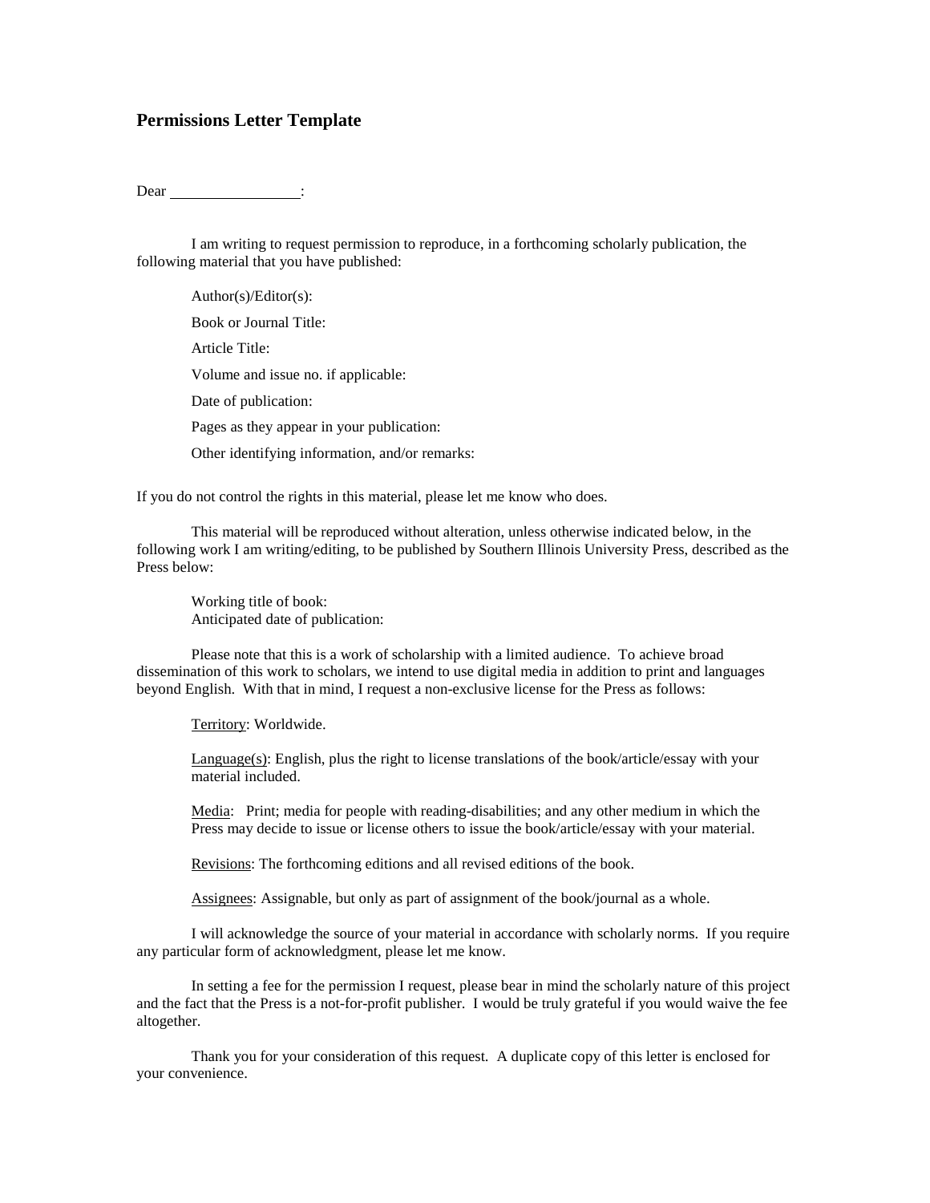### Permissions Letter Template

Dear \_\_\_\_\_\_\_\_\_\_\_\_\_\_\_\_\_\_:

I am writing to request permission to reproduce, in a forthcoming scholarly publication, the following material that you have published:

> Author(s)/Editor(s):
>
> Book or Journal Title:
>
> Article Title:
>
> Volume and issue no. if applicable:
>
> Date of publication:
>
> Pages as they appear in your publication:
>
> Other identifying information, and/or remarks:

If you do not control the rights in this material, please let me know who does.

This material will be reproduced without alteration, unless otherwise indicated below, in the following work I am writing/editing, to be published by Southern Illinois University Press, described as the Press below:

> Working title of book:
> Anticipated date of publication:

Please note that this is a work of scholarship with a limited audience. To achieve broad dissemination of this work to scholars, we intend to use digital media in addition to print and languages beyond English. With that in mind, I request a non-exclusive license for the Press as follows:

> <u>Territory</u>: Worldwide.
>
> <u>Language(s)</u>: English, plus the right to license translations of the book/article/essay with your material included.
>
> <u>Media</u>: Print; media for people with reading-disabilities; and any other medium in which the Press may decide to issue or license others to issue the book/article/essay with your material.
>
> <u>Revisions</u>: The forthcoming editions and all revised editions of the book.
>
> <u>Assignees</u>: Assignable, but only as part of assignment of the book/journal as a whole.

I will acknowledge the source of your material in accordance with scholarly norms. If you require any particular form of acknowledgment, please let me know.

In setting a fee for the permission I request, please bear in mind the scholarly nature of this project and the fact that the Press is a not-for-profit publisher. I would be truly grateful if you would waive the fee altogether.

Thank you for your consideration of this request. A duplicate copy of this letter is enclosed for your convenience.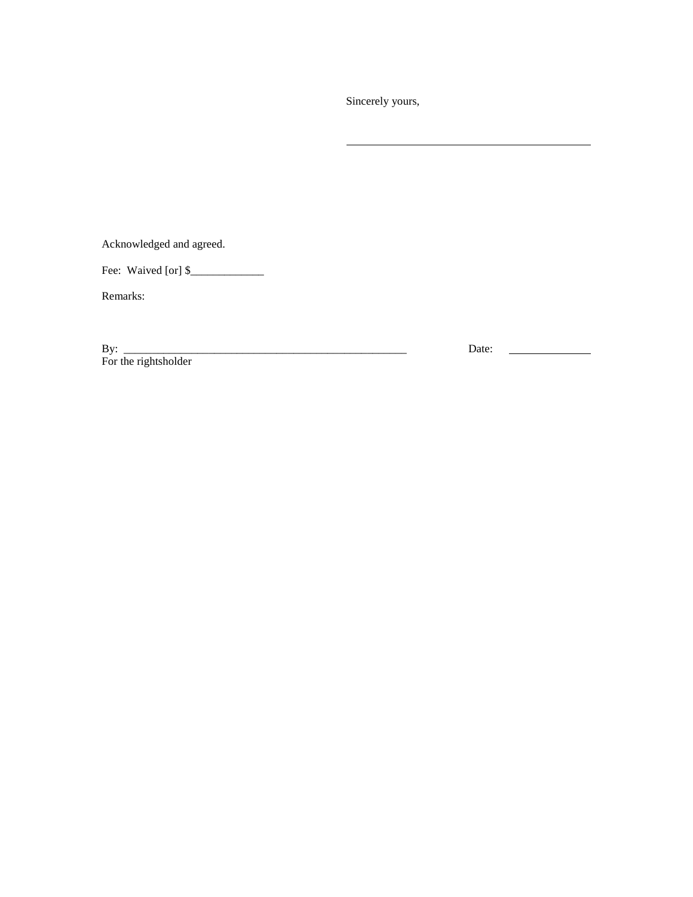Sincerely yours,

\_\_\_\_\_\_\_\_\_\_\_\_\_\_\_\_\_\_\_\_\_\_\_\_\_\_\_\_\_\_\_\_\_\_\_\_\_\_\_\_

Acknowledged and agreed.

Fee: Waived [or] $_____________

Remarks:

By: _____________________________________________________ Date: _______________
For the rightsholder